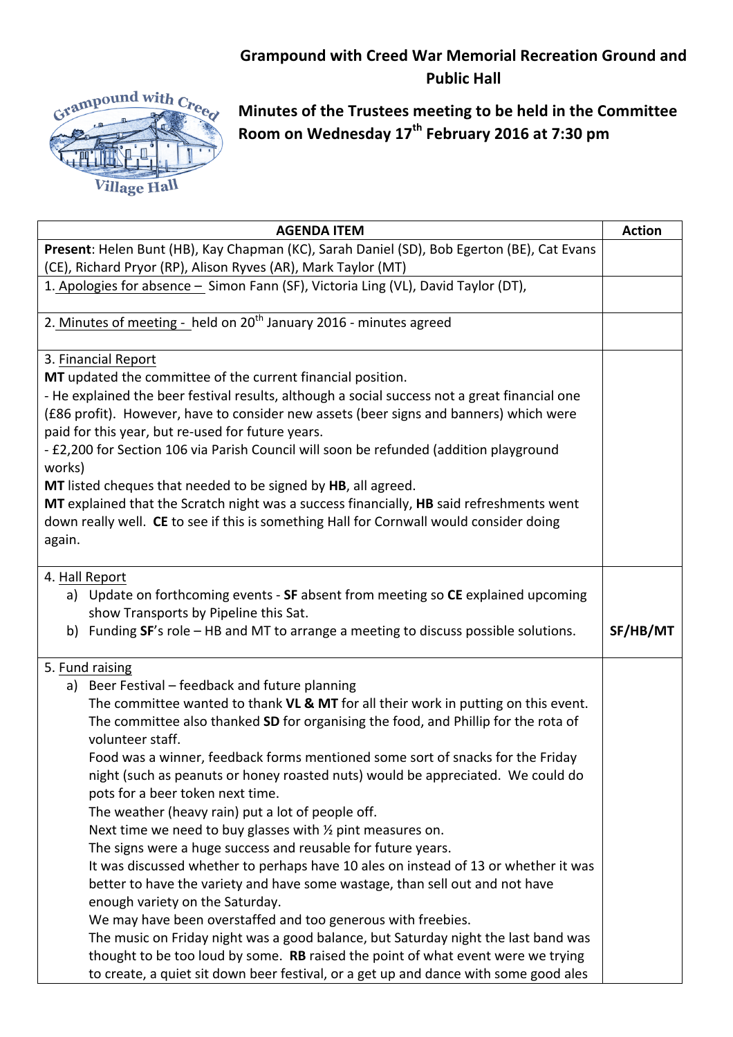# Grampound with Creed War Memorial Recreation Ground and Public Hall

## Minutes of the Trustees meeting to be held in the Committee Room on Wednesday 17th February 2016 at 7:30 pm

| AGENDA ITEM | Action |
|---|---|
| **Present**: Helen Bunt (HB), Kay Chapman (KC), Sarah Daniel (SD), Bob Egerton (BE), Cat Evans (CE), Richard Pryor (RP), Alison Ryves (AR), Mark Taylor (MT) | |
| 1. Apologies for absence – Simon Fann (SF), Victoria Ling (VL), David Taylor (DT), | |
| 2. Minutes of meeting - held on 20th January 2016 - minutes agreed | |
| 3. Financial Report<br>**MT** updated the committee of the current financial position.<br>- He explained the beer festival results, although a social success not a great financial one (£86 profit). However, have to consider new assets (beer signs and banners) which were paid for this year, but re-used for future years.<br>- £2,200 for Section 106 via Parish Council will soon be refunded (addition playground works)<br>**MT** listed cheques that needed to be signed by **HB**, all agreed.<br>**MT** explained that the Scratch night was a success financially, **HB** said refreshments went down really well. **CE** to see if this is something Hall for Cornwall would consider doing again. | |
| 4. Hall Report<br>a) Update on forthcoming events - **SF** absent from meeting so **CE** explained upcoming show Transports by Pipeline this Sat.<br>b) Funding **SF**'s role – HB and MT to arrange a meeting to discuss possible solutions. | SF/HB/MT |
| 5. Fund raising<br>a) Beer Festival – feedback and future planning<br>The committee wanted to thank **VL & MT** for all their work in putting on this event.<br>The committee also thanked **SD** for organising the food, and Phillip for the rota of volunteer staff.<br>Food was a winner, feedback forms mentioned some sort of snacks for the Friday night (such as peanuts or honey roasted nuts) would be appreciated. We could do pots for a beer token next time.<br>The weather (heavy rain) put a lot of people off.<br>Next time we need to buy glasses with ½ pint measures on.<br>The signs were a huge success and reusable for future years.<br>It was discussed whether to perhaps have 10 ales on instead of 13 or whether it was better to have the variety and have some wastage, than sell out and not have enough variety on the Saturday.<br>We may have been overstaffed and too generous with freebies.<br>The music on Friday night was a good balance, but Saturday night the last band was thought to be too loud by some. **RB** raised the point of what event were we trying to create, a quiet sit down beer festival, or a get up and dance with some good ales | |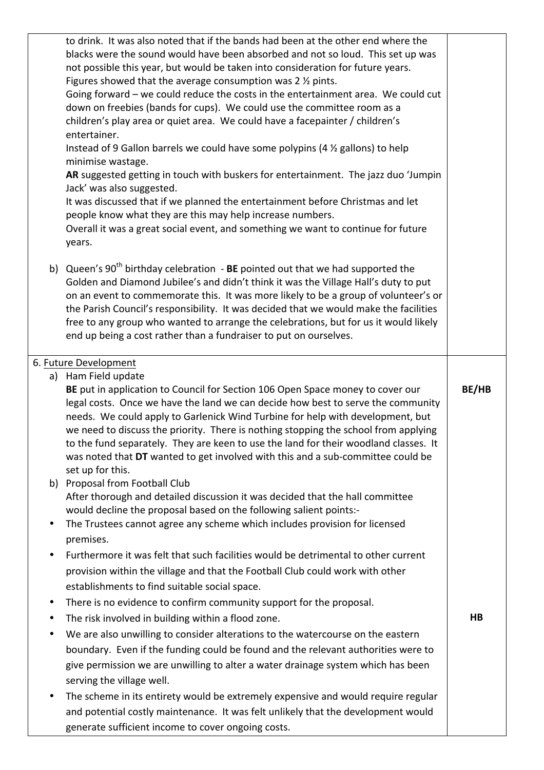| | |
|---|---|
| to drink. It was also noted that if the bands had been at the other end where the blacks were the sound would have been absorbed and not so loud. This set up was not possible this year, but would be taken into consideration for future years.<br>Figures showed that the average consumption was 2 ½ pints.<br>Going forward – we could reduce the costs in the entertainment area. We could cut down on freebies (bands for cups). We could use the committee room as a children's play area or quiet area. We could have a facepainter / children's entertainer.<br>Instead of 9 Gallon barrels we could have some polypins (4 ½ gallons) to help minimise wastage.<br>**AR** suggested getting in touch with buskers for entertainment. The jazz duo 'Jumpin Jack' was also suggested.<br>It was discussed that if we planned the entertainment before Christmas and let people know what they are this may help increase numbers.<br>Overall it was a great social event, and something we want to continue for future years.<br><br>b) Queen's 90th birthday celebration - **BE** pointed out that we had supported the Golden and Diamond Jubilee's and didn't think it was the Village Hall's duty to put on an event to commemorate this. It was more likely to be a group of volunteer's or the Parish Council's responsibility. It was decided that we would make the facilities free to any group who wanted to arrange the celebrations, but for us it would likely end up being a cost rather than a fundraiser to put on ourselves. | |
| 6. Future Development<br>a) Ham Field update<br>**BE** put in application to Council for Section 106 Open Space money to cover our legal costs. Once we have the land we can decide how best to serve the community needs. We could apply to Garlenick Wind Turbine for help with development, but we need to discuss the priority. There is nothing stopping the school from applying to the fund separately. They are keen to use the land for their woodland classes. It was noted that **DT** wanted to get involved with this and a sub-committee could be set up for this.<br>b) Proposal from Football Club<br>After thorough and detailed discussion it was decided that the hall committee would decline the proposal based on the following salient points:-<br>• The Trustees cannot agree any scheme which includes provision for licensed premises.<br>• Furthermore it was felt that such facilities would be detrimental to other current provision within the village and that the Football Club could work with other establishments to find suitable social space.<br>• There is no evidence to confirm community support for the proposal.<br>• The risk involved in building within a flood zone.<br>• We are also unwilling to consider alterations to the watercourse on the eastern boundary. Even if the funding could be found and the relevant authorities were to give permission we are unwilling to alter a water drainage system which has been serving the village well.<br>• The scheme in its entirety would be extremely expensive and would require regular and potential costly maintenance. It was felt unlikely that the development would generate sufficient income to cover ongoing costs. | **BE/HB**<br><br>**HB** |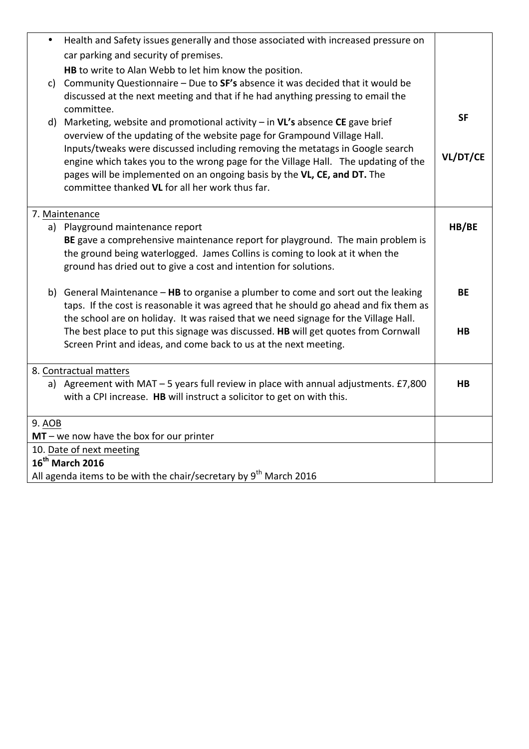| | |
|---|---|
| • Health and Safety issues generally and those associated with increased pressure on car parking and security of premises.<br>**HB** to write to Alan Webb to let him know the position.<br>c) Community Questionnaire – Due to **SF's** absence it was decided that it would be discussed at the next meeting and that if he had anything pressing to email the committee.<br>d) Marketing, website and promotional activity – in **VL's** absence **CE** gave brief overview of the updating of the website page for Grampound Village Hall. Inputs/tweaks were discussed including removing the metatags in Google search engine which takes you to the wrong page for the Village Hall. The updating of the pages will be implemented on an ongoing basis by the **VL, CE, and DT.** The committee thanked **VL** for all her work thus far. | **SF**<br><br>**VL/DT/CE** |
| 7. Maintenance<br>a) Playground maintenance report<br>**BE** gave a comprehensive maintenance report for playground. The main problem is the ground being waterlogged. James Collins is coming to look at it when the ground has dried out to give a cost and intention for solutions.<br><br>b) General Maintenance – **HB** to organise a plumber to come and sort out the leaking taps. If the cost is reasonable it was agreed that he should go ahead and fix them as the school are on holiday. It was raised that we need signage for the Village Hall. The best place to put this signage was discussed. **HB** will get quotes from Cornwall Screen Print and ideas, and come back to us at the next meeting. | **HB/BE**<br><br>**BE**<br><br>**HB** |
| 8. Contractual matters<br>a) Agreement with MAT – 5 years full review in place with annual adjustments. £7,800 with a CPI increase. **HB** will instruct a solicitor to get on with this. | **HB** |
| 9. AOB<br>**MT** – we now have the box for our printer | |
| 10. Date of next meeting<br>**16th March 2016**<br>All agenda items to be with the chair/secretary by 9th March 2016 | |